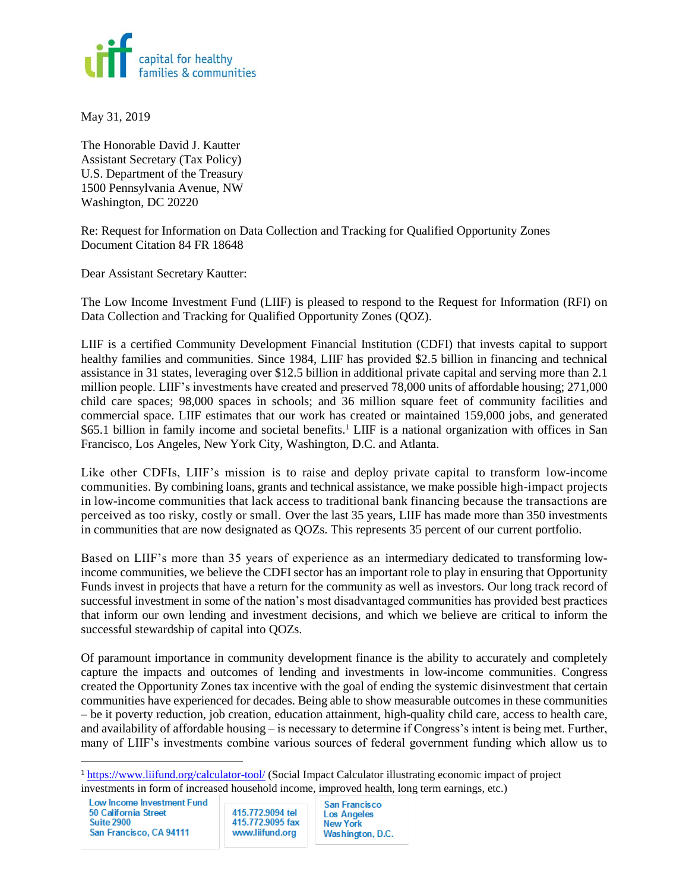May 31, 2019

The Honorable David J. Kautter
Assistant Secretary (Tax Policy)
U.S. Department of the Treasury
1500 Pennsylvania Avenue, NW
Washington, DC 20220

Re: Request for Information on Data Collection and Tracking for Qualified Opportunity Zones
Document Citation 84 FR 18648

Dear Assistant Secretary Kautter:

The Low Income Investment Fund (LIIF) is pleased to respond to the Request for Information (RFI) on Data Collection and Tracking for Qualified Opportunity Zones (QOZ).

LIIF is a certified Community Development Financial Institution (CDFI) that invests capital to support healthy families and communities. Since 1984, LIIF has provided $2.5 billion in financing and technical assistance in 31 states, leveraging over $12.5 billion in additional private capital and serving more than 2.1 million people. LIIF's investments have created and preserved 78,000 units of affordable housing; 271,000 child care spaces; 98,000 spaces in schools; and 36 million square feet of community facilities and commercial space. LIIF estimates that our work has created or maintained 159,000 jobs, and generated $65.1 billion in family income and societal benefits.[1] LIIF is a national organization with offices in San Francisco, Los Angeles, New York City, Washington, D.C. and Atlanta.

Like other CDFIs, LIIF's mission is to raise and deploy private capital to transform low-income communities. By combining loans, grants and technical assistance, we make possible high-impact projects in low-income communities that lack access to traditional bank financing because the transactions are perceived as too risky, costly or small. Over the last 35 years, LIIF has made more than 350 investments in communities that are now designated as QOZs. This represents 35 percent of our current portfolio.

Based on LIIF's more than 35 years of experience as an intermediary dedicated to transforming low-income communities, we believe the CDFI sector has an important role to play in ensuring that Opportunity Funds invest in projects that have a return for the community as well as investors. Our long track record of successful investment in some of the nation's most disadvantaged communities has provided best practices that inform our own lending and investment decisions, and which we believe are critical to inform the successful stewardship of capital into QOZs.

Of paramount importance in community development finance is the ability to accurately and completely capture the impacts and outcomes of lending and investments in low-income communities. Congress created the Opportunity Zones tax incentive with the goal of ending the systemic disinvestment that certain communities have experienced for decades. Being able to show measurable outcomes in these communities – be it poverty reduction, job creation, education attainment, high-quality child care, access to health care, and availability of affordable housing – is necessary to determine if Congress's intent is being met. Further, many of LIIF's investments combine various sources of federal government funding which allow us to

[1] https://www.liifund.org/calculator-tool/ (Social Impact Calculator illustrating economic impact of project investments in form of increased household income, improved health, long term earnings, etc.)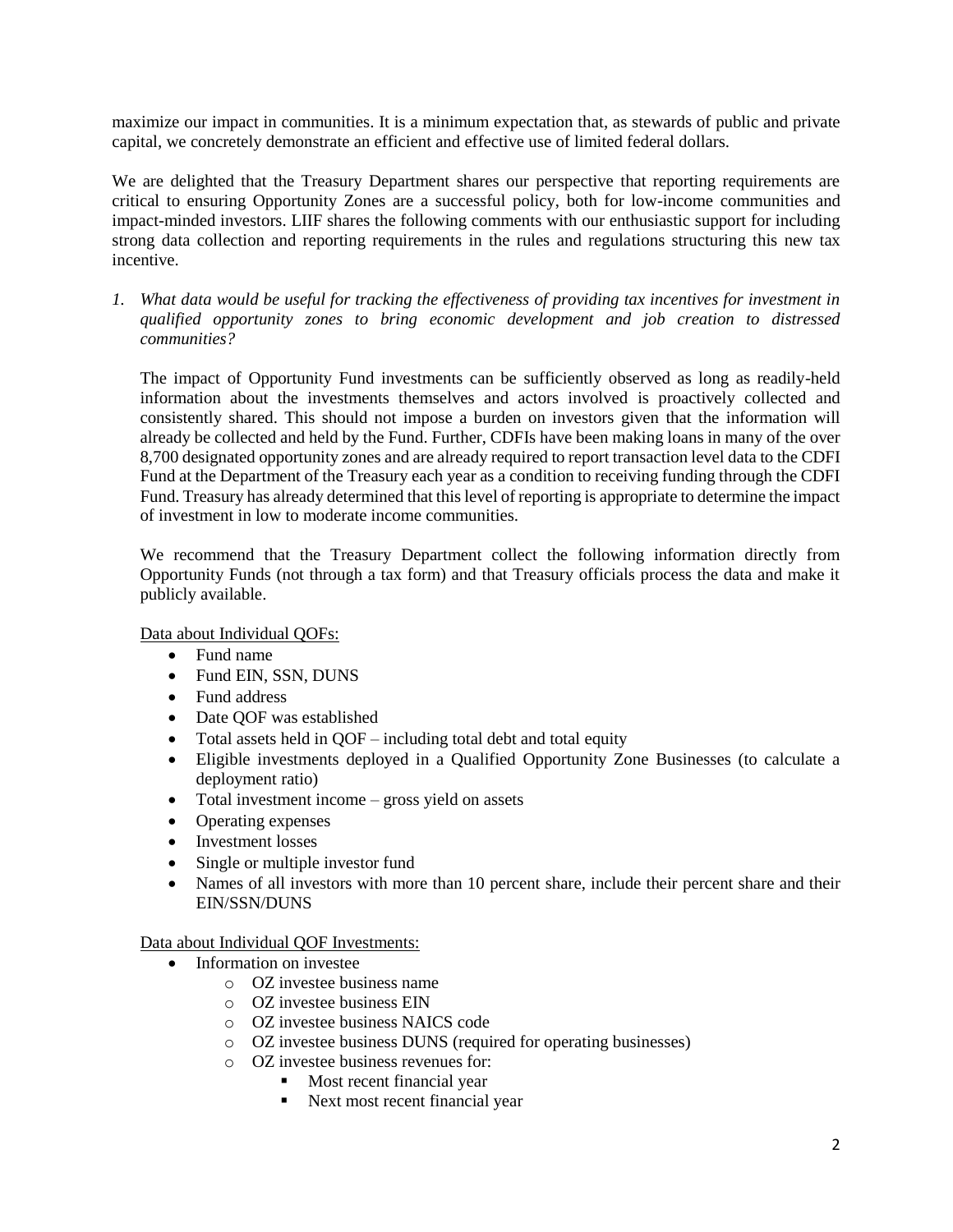maximize our impact in communities. It is a minimum expectation that, as stewards of public and private capital, we concretely demonstrate an efficient and effective use of limited federal dollars.

We are delighted that the Treasury Department shares our perspective that reporting requirements are critical to ensuring Opportunity Zones are a successful policy, both for low-income communities and impact-minded investors. LIIF shares the following comments with our enthusiastic support for including strong data collection and reporting requirements in the rules and regulations structuring this new tax incentive.

1. *What data would be useful for tracking the effectiveness of providing tax incentives for investment in qualified opportunity zones to bring economic development and job creation to distressed communities?*

   The impact of Opportunity Fund investments can be sufficiently observed as long as readily-held information about the investments themselves and actors involved is proactively collected and consistently shared. This should not impose a burden on investors given that the information will already be collected and held by the Fund. Further, CDFIs have been making loans in many of the over 8,700 designated opportunity zones and are already required to report transaction level data to the CDFI Fund at the Department of the Treasury each year as a condition to receiving funding through the CDFI Fund. Treasury has already determined that this level of reporting is appropriate to determine the impact of investment in low to moderate income communities.

   We recommend that the Treasury Department collect the following information directly from Opportunity Funds (not through a tax form) and that Treasury officials process the data and make it publicly available.

   Data about Individual QOFs:

   - Fund name
   - Fund EIN, SSN, DUNS
   - Fund address
   - Date QOF was established
   - Total assets held in QOF – including total debt and total equity
   - Eligible investments deployed in a Qualified Opportunity Zone Businesses (to calculate a deployment ratio)
   - Total investment income – gross yield on assets
   - Operating expenses
   - Investment losses
   - Single or multiple investor fund
   - Names of all investors with more than 10 percent share, include their percent share and their EIN/SSN/DUNS

   Data about Individual QOF Investments:

   - Information on investee
     - OZ investee business name
     - OZ investee business EIN
     - OZ investee business NAICS code
     - OZ investee business DUNS (required for operating businesses)
     - OZ investee business revenues for:
       - Most recent financial year
       - Next most recent financial year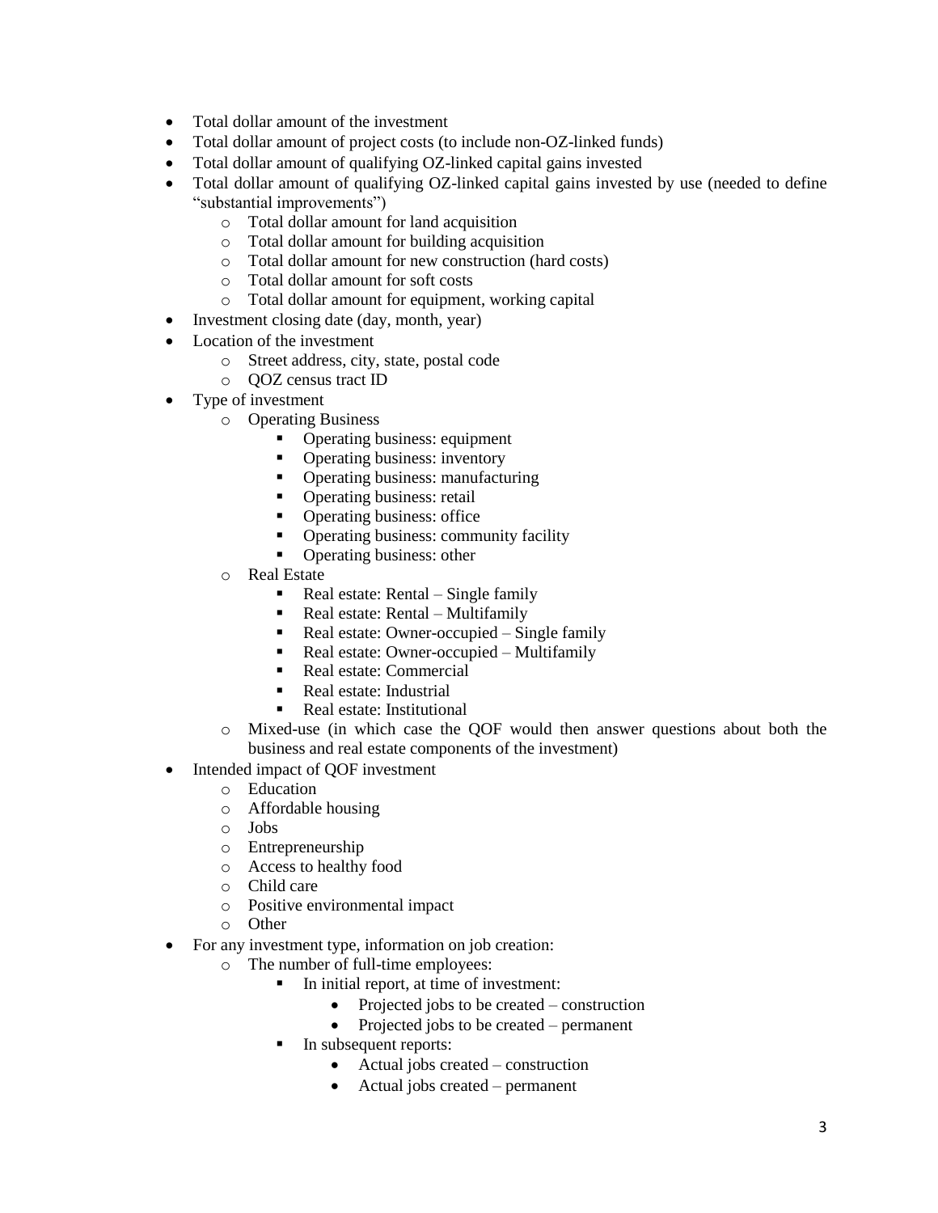- Total dollar amount of the investment
- Total dollar amount of project costs (to include non-OZ-linked funds)
- Total dollar amount of qualifying OZ-linked capital gains invested
- Total dollar amount of qualifying OZ-linked capital gains invested by use (needed to define "substantial improvements")
  - Total dollar amount for land acquisition
  - Total dollar amount for building acquisition
  - Total dollar amount for new construction (hard costs)
  - Total dollar amount for soft costs
  - Total dollar amount for equipment, working capital
- Investment closing date (day, month, year)
- Location of the investment
  - Street address, city, state, postal code
  - QOZ census tract ID
- Type of investment
  - Operating Business
    - Operating business: equipment
    - Operating business: inventory
    - Operating business: manufacturing
    - Operating business: retail
    - Operating business: office
    - Operating business: community facility
    - Operating business: other
  - Real Estate
    - Real estate: Rental – Single family
    - Real estate: Rental – Multifamily
    - Real estate: Owner-occupied – Single family
    - Real estate: Owner-occupied – Multifamily
    - Real estate: Commercial
    - Real estate: Industrial
    - Real estate: Institutional
  - Mixed-use (in which case the QOF would then answer questions about both the business and real estate components of the investment)
- Intended impact of QOF investment
  - Education
  - Affordable housing
  - Jobs
  - Entrepreneurship
  - Access to healthy food
  - Child care
  - Positive environmental impact
  - Other
- For any investment type, information on job creation:
  - The number of full-time employees:
    - In initial report, at time of investment:
      - Projected jobs to be created – construction
      - Projected jobs to be created – permanent
    - In subsequent reports:
      - Actual jobs created – construction
      - Actual jobs created – permanent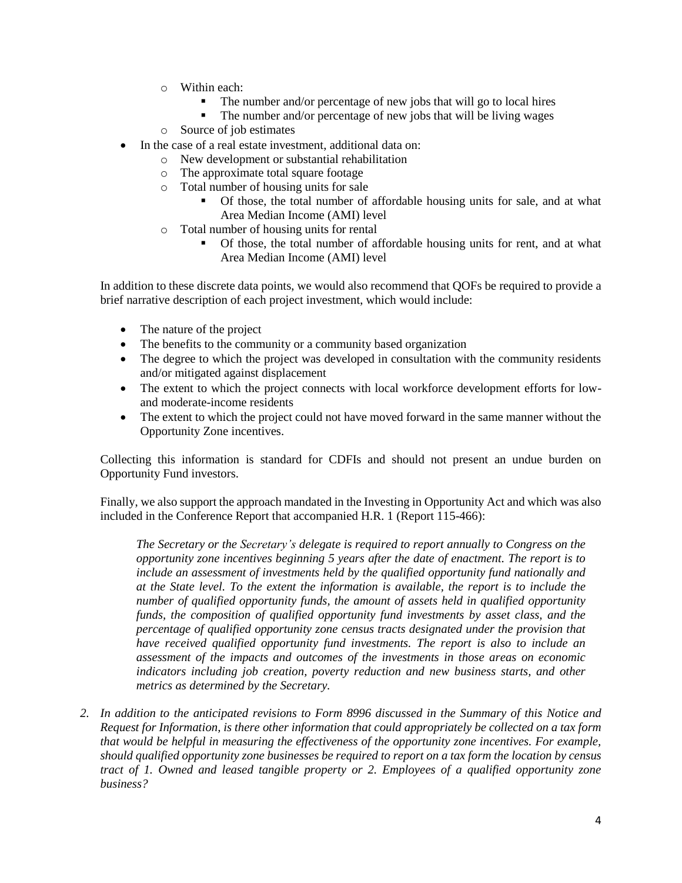- Within each:
    - The number and/or percentage of new jobs that will go to local hires
    - The number and/or percentage of new jobs that will be living wages
  - Source of job estimates
- In the case of a real estate investment, additional data on:
  - New development or substantial rehabilitation
  - The approximate total square footage
  - Total number of housing units for sale
    - Of those, the total number of affordable housing units for sale, and at what Area Median Income (AMI) level
  - Total number of housing units for rental
    - Of those, the total number of affordable housing units for rent, and at what Area Median Income (AMI) level

In addition to these discrete data points, we would also recommend that QOFs be required to provide a brief narrative description of each project investment, which would include:

- The nature of the project
- The benefits to the community or a community based organization
- The degree to which the project was developed in consultation with the community residents and/or mitigated against displacement
- The extent to which the project connects with local workforce development efforts for low- and moderate-income residents
- The extent to which the project could not have moved forward in the same manner without the Opportunity Zone incentives.

Collecting this information is standard for CDFIs and should not present an undue burden on Opportunity Fund investors.

Finally, we also support the approach mandated in the Investing in Opportunity Act and which was also included in the Conference Report that accompanied H.R. 1 (Report 115-466):

> *The Secretary or the Secretary's delegate is required to report annually to Congress on the opportunity zone incentives beginning 5 years after the date of enactment. The report is to include an assessment of investments held by the qualified opportunity fund nationally and at the State level. To the extent the information is available, the report is to include the number of qualified opportunity funds, the amount of assets held in qualified opportunity funds, the composition of qualified opportunity fund investments by asset class, and the percentage of qualified opportunity zone census tracts designated under the provision that have received qualified opportunity fund investments. The report is also to include an assessment of the impacts and outcomes of the investments in those areas on economic indicators including job creation, poverty reduction and new business starts, and other metrics as determined by the Secretary.*

2. *In addition to the anticipated revisions to Form 8996 discussed in the Summary of this Notice and Request for Information, is there other information that could appropriately be collected on a tax form that would be helpful in measuring the effectiveness of the opportunity zone incentives. For example, should qualified opportunity zone businesses be required to report on a tax form the location by census tract of 1. Owned and leased tangible property or 2. Employees of a qualified opportunity zone business?*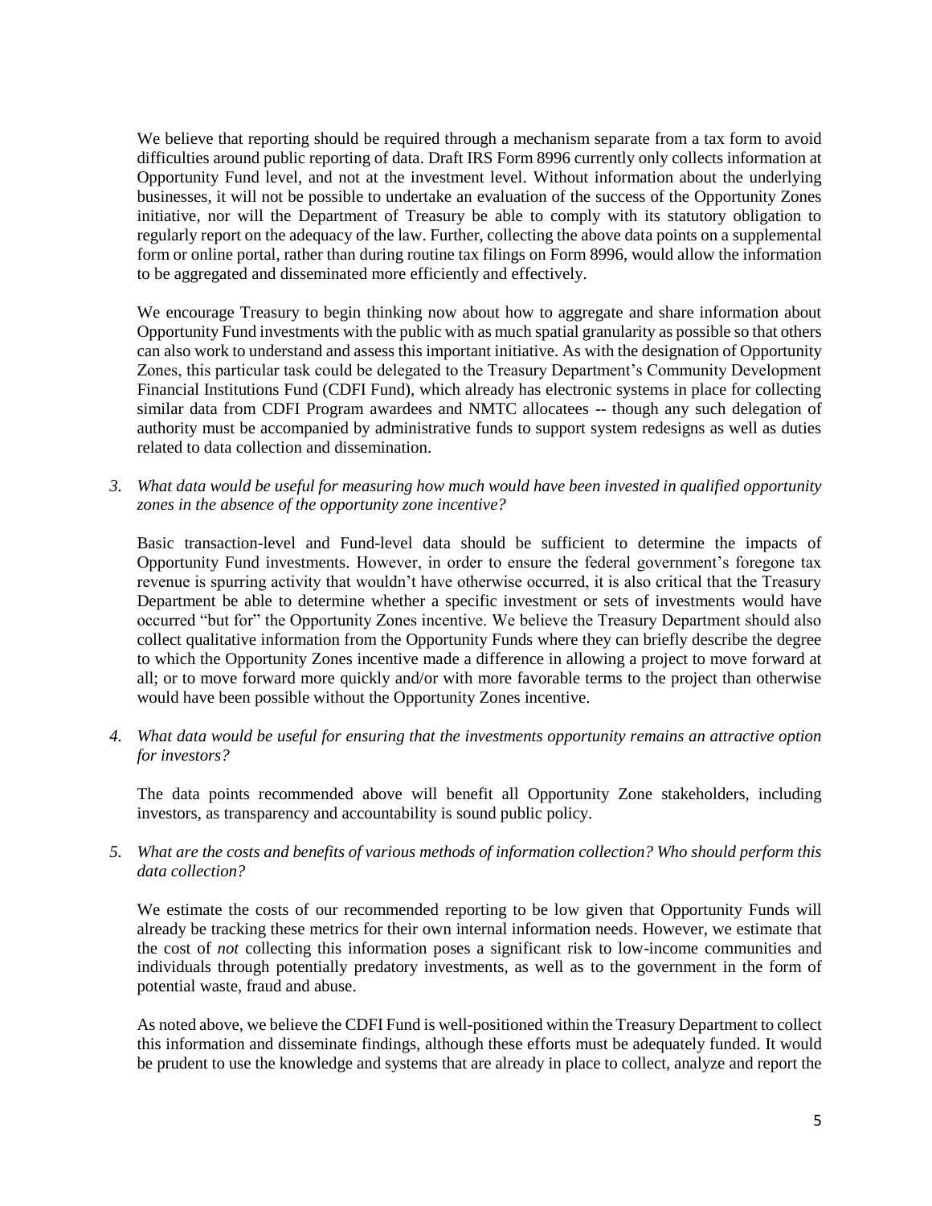We believe that reporting should be required through a mechanism separate from a tax form to avoid difficulties around public reporting of data. Draft IRS Form 8996 currently only collects information at Opportunity Fund level, and not at the investment level. Without information about the underlying businesses, it will not be possible to undertake an evaluation of the success of the Opportunity Zones initiative, nor will the Department of Treasury be able to comply with its statutory obligation to regularly report on the adequacy of the law. Further, collecting the above data points on a supplemental form or online portal, rather than during routine tax filings on Form 8996, would allow the information to be aggregated and disseminated more efficiently and effectively.

We encourage Treasury to begin thinking now about how to aggregate and share information about Opportunity Fund investments with the public with as much spatial granularity as possible so that others can also work to understand and assess this important initiative. As with the designation of Opportunity Zones, this particular task could be delegated to the Treasury Department's Community Development Financial Institutions Fund (CDFI Fund), which already has electronic systems in place for collecting similar data from CDFI Program awardees and NMTC allocatees -- though any such delegation of authority must be accompanied by administrative funds to support system redesigns as well as duties related to data collection and dissemination.

3. *What data would be useful for measuring how much would have been invested in qualified opportunity zones in the absence of the opportunity zone incentive?*

   Basic transaction-level and Fund-level data should be sufficient to determine the impacts of Opportunity Fund investments. However, in order to ensure the federal government's foregone tax revenue is spurring activity that wouldn't have otherwise occurred, it is also critical that the Treasury Department be able to determine whether a specific investment or sets of investments would have occurred "but for" the Opportunity Zones incentive. We believe the Treasury Department should also collect qualitative information from the Opportunity Funds where they can briefly describe the degree to which the Opportunity Zones incentive made a difference in allowing a project to move forward at all; or to move forward more quickly and/or with more favorable terms to the project than otherwise would have been possible without the Opportunity Zones incentive.

4. *What data would be useful for ensuring that the investments opportunity remains an attractive option for investors?*

   The data points recommended above will benefit all Opportunity Zone stakeholders, including investors, as transparency and accountability is sound public policy.

5. *What are the costs and benefits of various methods of information collection? Who should perform this data collection?*

   We estimate the costs of our recommended reporting to be low given that Opportunity Funds will already be tracking these metrics for their own internal information needs. However, we estimate that the cost of *not* collecting this information poses a significant risk to low-income communities and individuals through potentially predatory investments, as well as to the government in the form of potential waste, fraud and abuse.

   As noted above, we believe the CDFI Fund is well-positioned within the Treasury Department to collect this information and disseminate findings, although these efforts must be adequately funded. It would be prudent to use the knowledge and systems that are already in place to collect, analyze and report the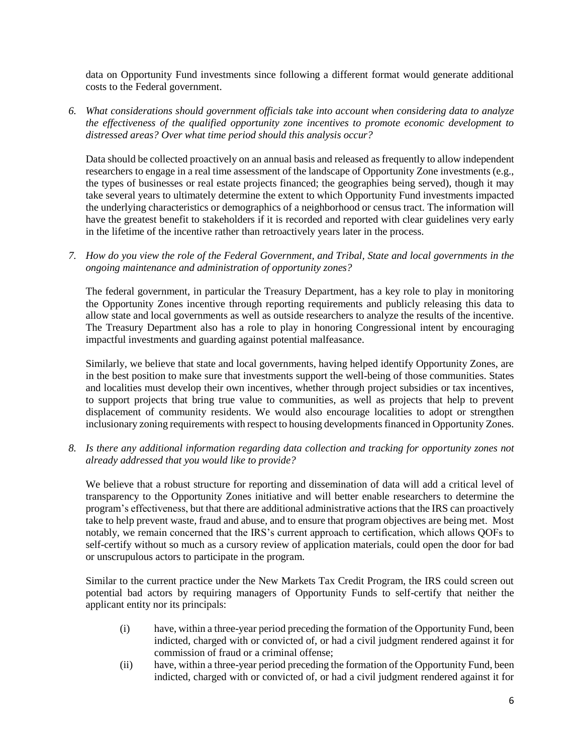data on Opportunity Fund investments since following a different format would generate additional costs to the Federal government.

6. *What considerations should government officials take into account when considering data to analyze the effectiveness of the qualified opportunity zone incentives to promote economic development to distressed areas? Over what time period should this analysis occur?*

   Data should be collected proactively on an annual basis and released as frequently to allow independent researchers to engage in a real time assessment of the landscape of Opportunity Zone investments (e.g., the types of businesses or real estate projects financed; the geographies being served), though it may take several years to ultimately determine the extent to which Opportunity Fund investments impacted the underlying characteristics or demographics of a neighborhood or census tract. The information will have the greatest benefit to stakeholders if it is recorded and reported with clear guidelines very early in the lifetime of the incentive rather than retroactively years later in the process.

7. *How do you view the role of the Federal Government, and Tribal, State and local governments in the ongoing maintenance and administration of opportunity zones?*

   The federal government, in particular the Treasury Department, has a key role to play in monitoring the Opportunity Zones incentive through reporting requirements and publicly releasing this data to allow state and local governments as well as outside researchers to analyze the results of the incentive. The Treasury Department also has a role to play in honoring Congressional intent by encouraging impactful investments and guarding against potential malfeasance.

   Similarly, we believe that state and local governments, having helped identify Opportunity Zones, are in the best position to make sure that investments support the well-being of those communities. States and localities must develop their own incentives, whether through project subsidies or tax incentives, to support projects that bring true value to communities, as well as projects that help to prevent displacement of community residents. We would also encourage localities to adopt or strengthen inclusionary zoning requirements with respect to housing developments financed in Opportunity Zones.

8. *Is there any additional information regarding data collection and tracking for opportunity zones not already addressed that you would like to provide?*

   We believe that a robust structure for reporting and dissemination of data will add a critical level of transparency to the Opportunity Zones initiative and will better enable researchers to determine the program's effectiveness, but that there are additional administrative actions that the IRS can proactively take to help prevent waste, fraud and abuse, and to ensure that program objectives are being met. Most notably, we remain concerned that the IRS's current approach to certification, which allows QOFs to self-certify without so much as a cursory review of application materials, could open the door for bad or unscrupulous actors to participate in the program.

   Similar to the current practice under the New Markets Tax Credit Program, the IRS could screen out potential bad actors by requiring managers of Opportunity Funds to self-certify that neither the applicant entity nor its principals:

   (i) have, within a three-year period preceding the formation of the Opportunity Fund, been indicted, charged with or convicted of, or had a civil judgment rendered against it for commission of fraud or a criminal offense;

   (ii) have, within a three-year period preceding the formation of the Opportunity Fund, been indicted, charged with or convicted of, or had a civil judgment rendered against it for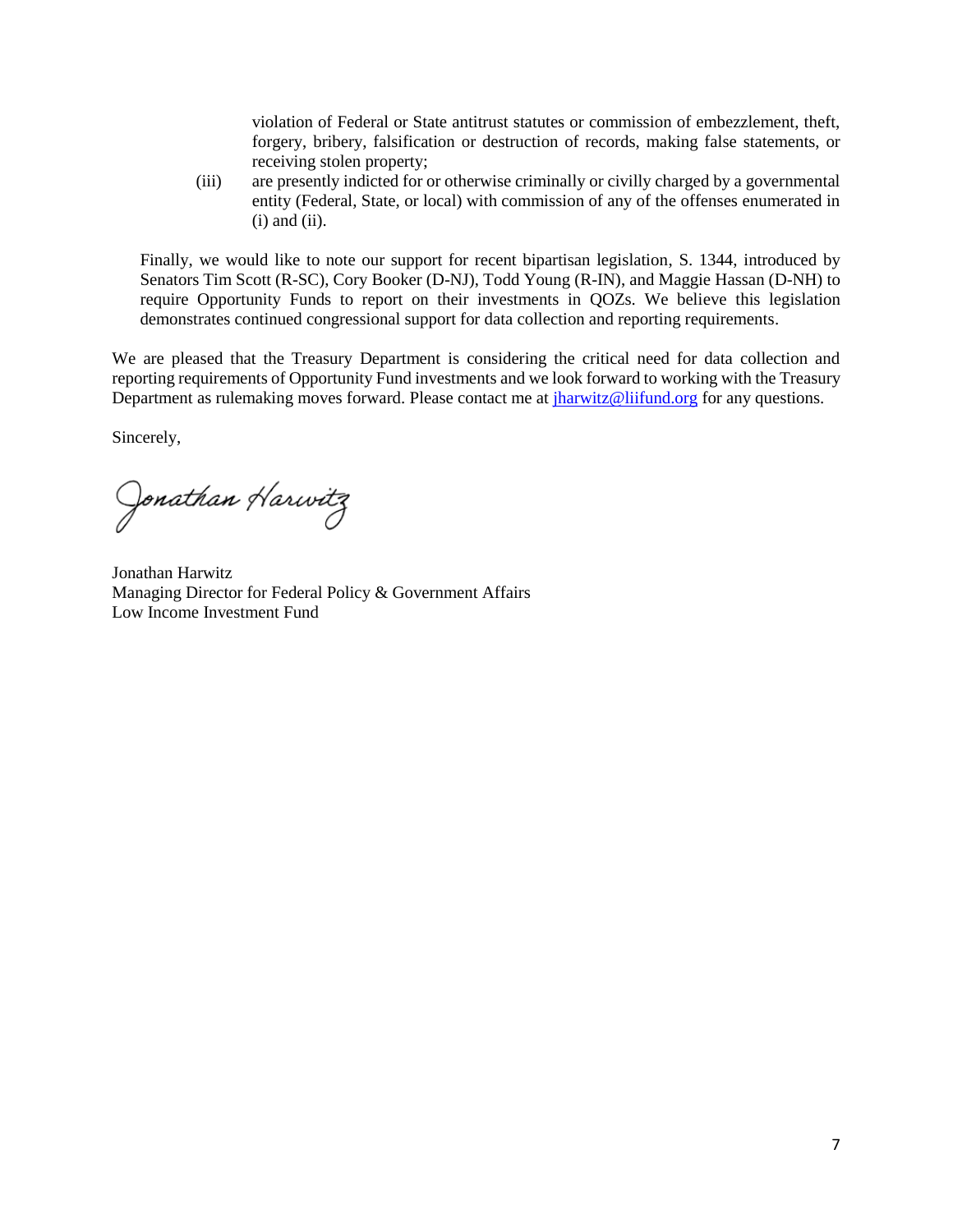violation of Federal or State antitrust statutes or commission of embezzlement, theft, forgery, bribery, falsification or destruction of records, making false statements, or receiving stolen property;

(iii) are presently indicted for or otherwise criminally or civilly charged by a governmental entity (Federal, State, or local) with commission of any of the offenses enumerated in (i) and (ii).

Finally, we would like to note our support for recent bipartisan legislation, S. 1344, introduced by Senators Tim Scott (R-SC), Cory Booker (D-NJ), Todd Young (R-IN), and Maggie Hassan (D-NH) to require Opportunity Funds to report on their investments in QOZs. We believe this legislation demonstrates continued congressional support for data collection and reporting requirements.

We are pleased that the Treasury Department is considering the critical need for data collection and reporting requirements of Opportunity Fund investments and we look forward to working with the Treasury Department as rulemaking moves forward. Please contact me at jharwitz@liifund.org for any questions.

Sincerely,

Jonathan Harwitz

Jonathan Harwitz
Managing Director for Federal Policy & Government Affairs
Low Income Investment Fund